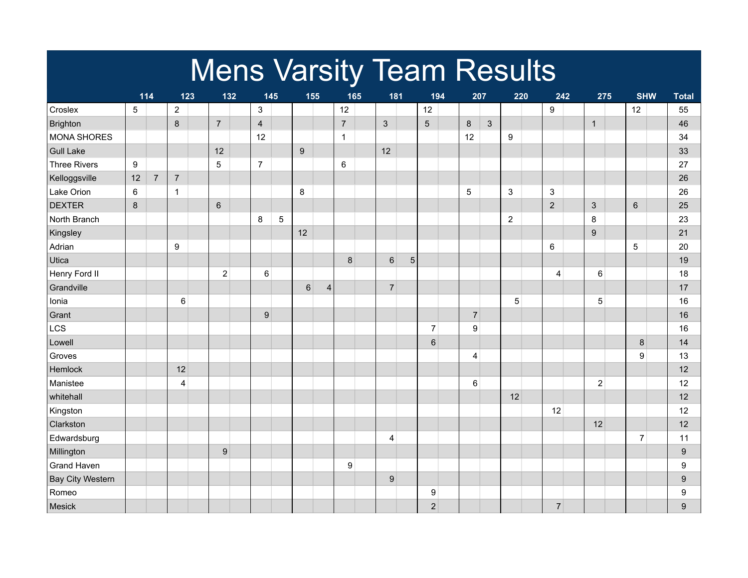# Mens Varsity Team Results

| | 114 | | 123 | | 132 | | 145 | | 155 | | 165 | | 181 | | 194 | | 207 | | 220 | | 242 | | 275 | | SHW | | Total |
|---|---|---|---|---|---|---|---|---|---|---|---|---|---|---|---|---|---|---|---|---|---|---|---|---|---|---|---|
| Croslex | 5 | | 2 | | | | 3 | | | | 12 | | | | 12 | | | | | | 9 | | | | 12 | | 55 |
| Brighton | | | 8 | | 7 | | 4 | | | | 7 | | 3 | | 5 | | 8 | 3 | | | | | 1 | | | | 46 |
| MONA SHORES | | | | | | | 12 | | | | 1 | | | | | | 12 | | 9 | | | | | | | | 34 |
| Gull Lake | | | | | 12 | | | | 9 | | | | 12 | | | | | | | | | | | | | | 33 |
| Three Rivers | 9 | | | | 5 | | 7 | | | | 6 | | | | | | | | | | | | | | | | 27 |
| Kelloggsville | 12 | 7 | 7 | | | | | | | | | | | | | | | | | | | | | | | | 26 |
| Lake Orion | 6 | | 1 | | | | | | 8 | | | | | | | | 5 | | 3 | | 3 | | | | | | 26 |
| DEXTER | 8 | | | | 6 | | | | | | | | | | | | | | | | 2 | | 3 | | 6 | | 25 |
| North Branch | | | | | | | 8 | 5 | | | | | | | | | | | 2 | | | | 8 | | | | 23 |
| Kingsley | | | | | | | | | 12 | | | | | | | | | | | | | | 9 | | | | 21 |
| Adrian | | | 9 | | | | | | | | | | | | | | | | | | 6 | | | | 5 | | 20 |
| Utica | | | | | | | | | | | 8 | | 6 | 5 | | | | | | | | | | | | | 19 |
| Henry Ford II | | | | | 2 | | 6 | | | | | | | | | | | | | | 4 | | 6 | | | | 18 |
| Grandville | | | | | | | | | 6 | 4 | | | 7 | | | | | | | | | | | | | | 17 |
| Ionia | | | 6 | | | | | | | | | | | | | | | | 5 | | | | 5 | | | | 16 |
| Grant | | | | | | | 9 | | | | | | | | | | 7 | | | | | | | | | | 16 |
| LCS | | | | | | | | | | | | | | | 7 | | 9 | | | | | | | | | | 16 |
| Lowell | | | | | | | | | | | | | | | 6 | | | | | | | | | | 8 | | 14 |
| Groves | | | | | | | | | | | | | | | | | 4 | | | | | | | | 9 | | 13 |
| Hemlock | | | 12 | | | | | | | | | | | | | | | | | | | | | | | | 12 |
| Manistee | | | 4 | | | | | | | | | | | | | | 6 | | | | | | 2 | | | | 12 |
| whitehall | | | | | | | | | | | | | | | | | | | 12 | | | | | | | | 12 |
| Kingston | | | | | | | | | | | | | | | | | | | | | 12 | | | | | | 12 |
| Clarkston | | | | | | | | | | | | | | | | | | | | | | | 12 | | | | 12 |
| Edwardsburg | | | | | | | | | | | | | 4 | | | | | | | | | | | | 7 | | 11 |
| Millington | | | | | 9 | | | | | | | | | | | | | | | | | | | | | | 9 |
| Grand Haven | | | | | | | | | | | 9 | | | | | | | | | | | | | | | | 9 |
| Bay City Western | | | | | | | | | | | | | 9 | | | | | | | | | | | | | | 9 |
| Romeo | | | | | | | | | | | | | | | 9 | | | | | | | | | | | | 9 |
| Mesick | | | | | | | | | | | | | | | 2 | | | | | | 7 | | | | | | 9 |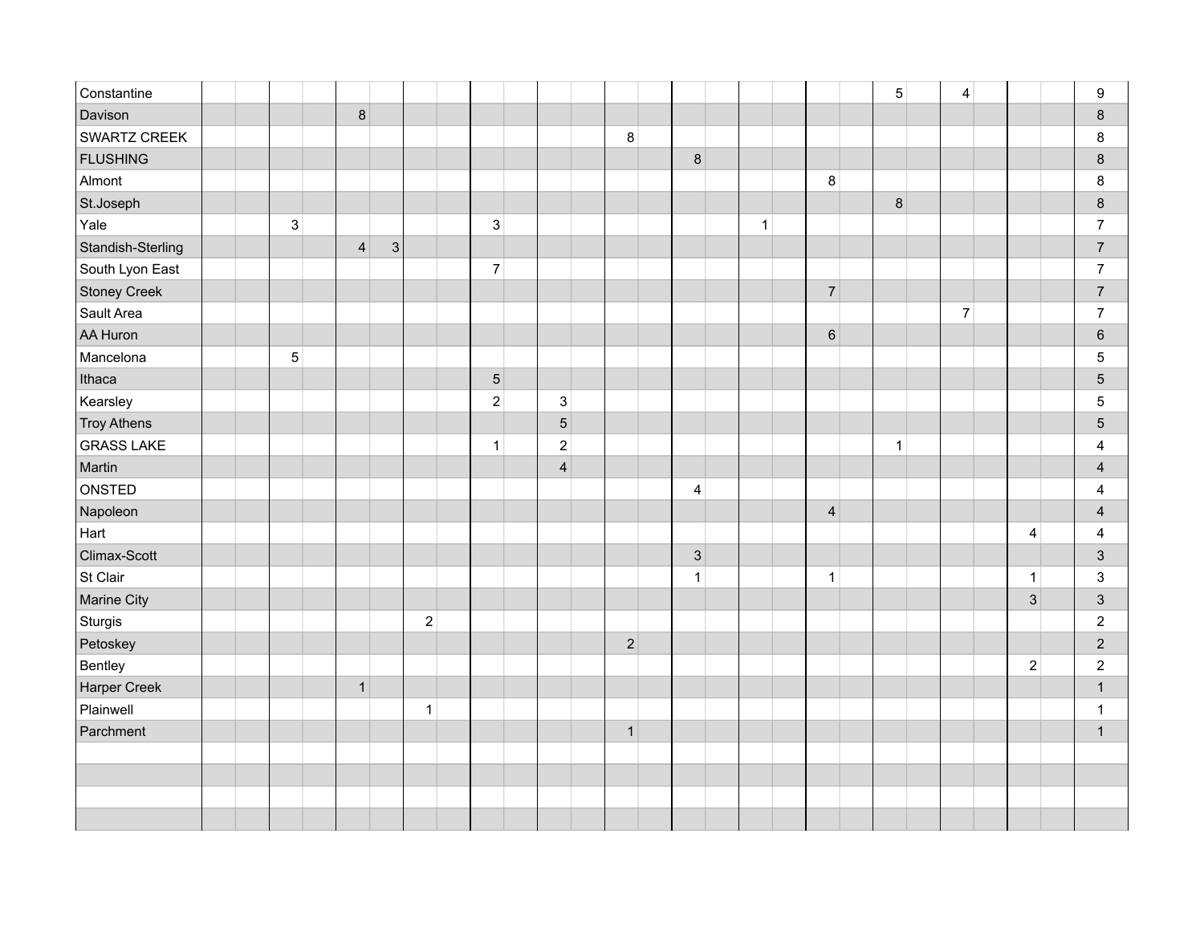| | | | | | | | | | | | | | | | | | | | | | | | | | | | |
|---|---|---|---|---|---|---|---|---|---|---|---|---|---|---|---|---|---|---|---|---|---|---|---|---|---|---|---|
| Constantine | | | | | | | | | | | | | | | | | | | | | 5 | | 4 | | | | 9 |
| Davison | | | | | 8 | | | | | | | | | | | | | | | | | | | | | | 8 |
| SWARTZ CREEK | | | | | | | | | | | | | 8 | | | | | | | | | | | | | | 8 |
| FLUSHING | | | | | | | | | | | | | | | 8 | | | | | | | | | | | | 8 |
| Almont | | | | | | | | | | | | | | | | | | | 8 | | | | | | | | 8 |
| St.Joseph | | | | | | | | | | | | | | | | | | | | | 8 | | | | | | 8 |
| Yale | | | 3 | | | | | | 3 | | | | | | | | 1 | | | | | | | | | | 7 |
| Standish-Sterling | | | | | 4 | 3 | | | | | | | | | | | | | | | | | | | | | 7 |
| South Lyon East | | | | | | | | | 7 | | | | | | | | | | | | | | | | | | 7 |
| Stoney Creek | | | | | | | | | | | | | | | | | | | 7 | | | | | | | | 7 |
| Sault Area | | | | | | | | | | | | | | | | | | | | | | | 7 | | | | 7 |
| AA Huron | | | | | | | | | | | | | | | | | | | 6 | | | | | | | | 6 |
| Mancelona | | | 5 | | | | | | | | | | | | | | | | | | | | | | | | 5 |
| Ithaca | | | | | | | | | 5 | | | | | | | | | | | | | | | | | | 5 |
| Kearsley | | | | | | | | | 2 | | 3 | | | | | | | | | | | | | | | | 5 |
| Troy Athens | | | | | | | | | | | 5 | | | | | | | | | | | | | | | | 5 |
| GRASS LAKE | | | | | | | | | 1 | | 2 | | | | | | | | | | 1 | | | | | | 4 |
| Martin | | | | | | | | | | | 4 | | | | | | | | | | | | | | | | 4 |
| ONSTED | | | | | | | | | | | | | | | 4 | | | | | | | | | | | | 4 |
| Napoleon | | | | | | | | | | | | | | | | | | | 4 | | | | | | | | 4 |
| Hart | | | | | | | | | | | | | | | | | | | | | | | | | 4 | | 4 |
| Climax-Scott | | | | | | | | | | | | | | | 3 | | | | | | | | | | | | 3 |
| St Clair | | | | | | | | | | | | | | | 1 | | | | 1 | | | | | | 1 | | 3 |
| Marine City | | | | | | | | | | | | | | | | | | | | | | | | | 3 | | 3 |
| Sturgis | | | | | | | 2 | | | | | | | | | | | | | | | | | | | | 2 |
| Petoskey | | | | | | | | | | | | | 2 | | | | | | | | | | | | | | 2 |
| Bentley | | | | | | | | | | | | | | | | | | | | | | | | | 2 | | 2 |
| Harper Creek | | | | | 1 | | | | | | | | | | | | | | | | | | | | | | 1 |
| Plainwell | | | | | | | 1 | | | | | | | | | | | | | | | | | | | | 1 |
| Parchment | | | | | | | | | | | | | 1 | | | | | | | | | | | | | | 1 |
| | | | | | | | | | | | | | | | | | | | | | | | | | | | |
| | | | | | | | | | | | | | | | | | | | | | | | | | | | |
| | | | | | | | | | | | | | | | | | | | | | | | | | | | |
| | | | | | | | | | | | | | | | | | | | | | | | | | | | |